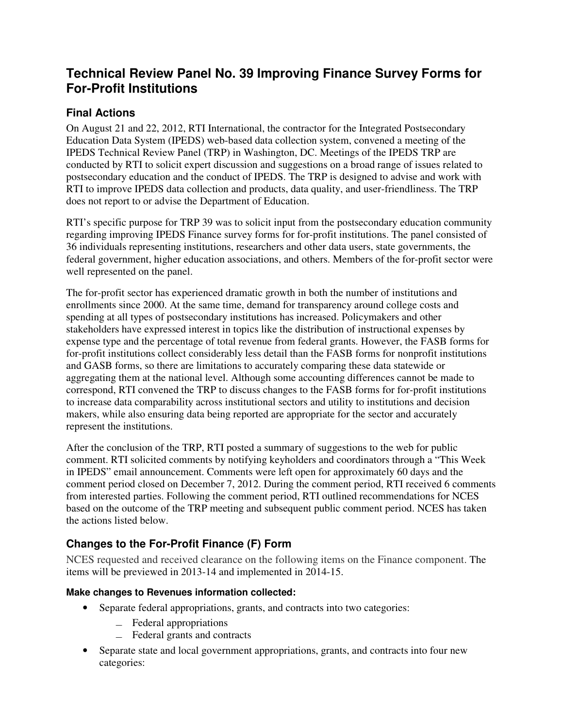# Technical Review Panel No. 39 Improving Finance Survey Forms for For-Profit Institutions

## Final Actions

On August 21 and 22, 2012, RTI International, the contractor for the Integrated Postsecondary Education Data System (IPEDS) web-based data collection system, convened a meeting of the IPEDS Technical Review Panel (TRP) in Washington, DC. Meetings of the IPEDS TRP are conducted by RTI to solicit expert discussion and suggestions on a broad range of issues related to postsecondary education and the conduct of IPEDS. The TRP is designed to advise and work with RTI to improve IPEDS data collection and products, data quality, and user-friendliness. The TRP does not report to or advise the Department of Education.

RTI's specific purpose for TRP 39 was to solicit input from the postsecondary education community regarding improving IPEDS Finance survey forms for for-profit institutions. The panel consisted of 36 individuals representing institutions, researchers and other data users, state governments, the federal government, higher education associations, and others. Members of the for-profit sector were well represented on the panel.

The for-profit sector has experienced dramatic growth in both the number of institutions and enrollments since 2000. At the same time, demand for transparency around college costs and spending at all types of postsecondary institutions has increased. Policymakers and other stakeholders have expressed interest in topics like the distribution of instructional expenses by expense type and the percentage of total revenue from federal grants. However, the FASB forms for for-profit institutions collect considerably less detail than the FASB forms for nonprofit institutions and GASB forms, so there are limitations to accurately comparing these data statewide or aggregating them at the national level. Although some accounting differences cannot be made to correspond, RTI convened the TRP to discuss changes to the FASB forms for for-profit institutions to increase data comparability across institutional sectors and utility to institutions and decision makers, while also ensuring data being reported are appropriate for the sector and accurately represent the institutions.

After the conclusion of the TRP, RTI posted a summary of suggestions to the web for public comment. RTI solicited comments by notifying keyholders and coordinators through a "This Week in IPEDS" email announcement. Comments were left open for approximately 60 days and the comment period closed on December 7, 2012. During the comment period, RTI received 6 comments from interested parties. Following the comment period, RTI outlined recommendations for NCES based on the outcome of the TRP meeting and subsequent public comment period. NCES has taken the actions listed below.

## Changes to the For-Profit Finance (F) Form

NCES requested and received clearance on the following items on the Finance component. The items will be previewed in 2013-14 and implemented in 2014-15.

#### Make changes to Revenues information collected:

- Separate federal appropriations, grants, and contracts into two categories:
  - Federal appropriations
  - Federal grants and contracts
- Separate state and local government appropriations, grants, and contracts into four new categories: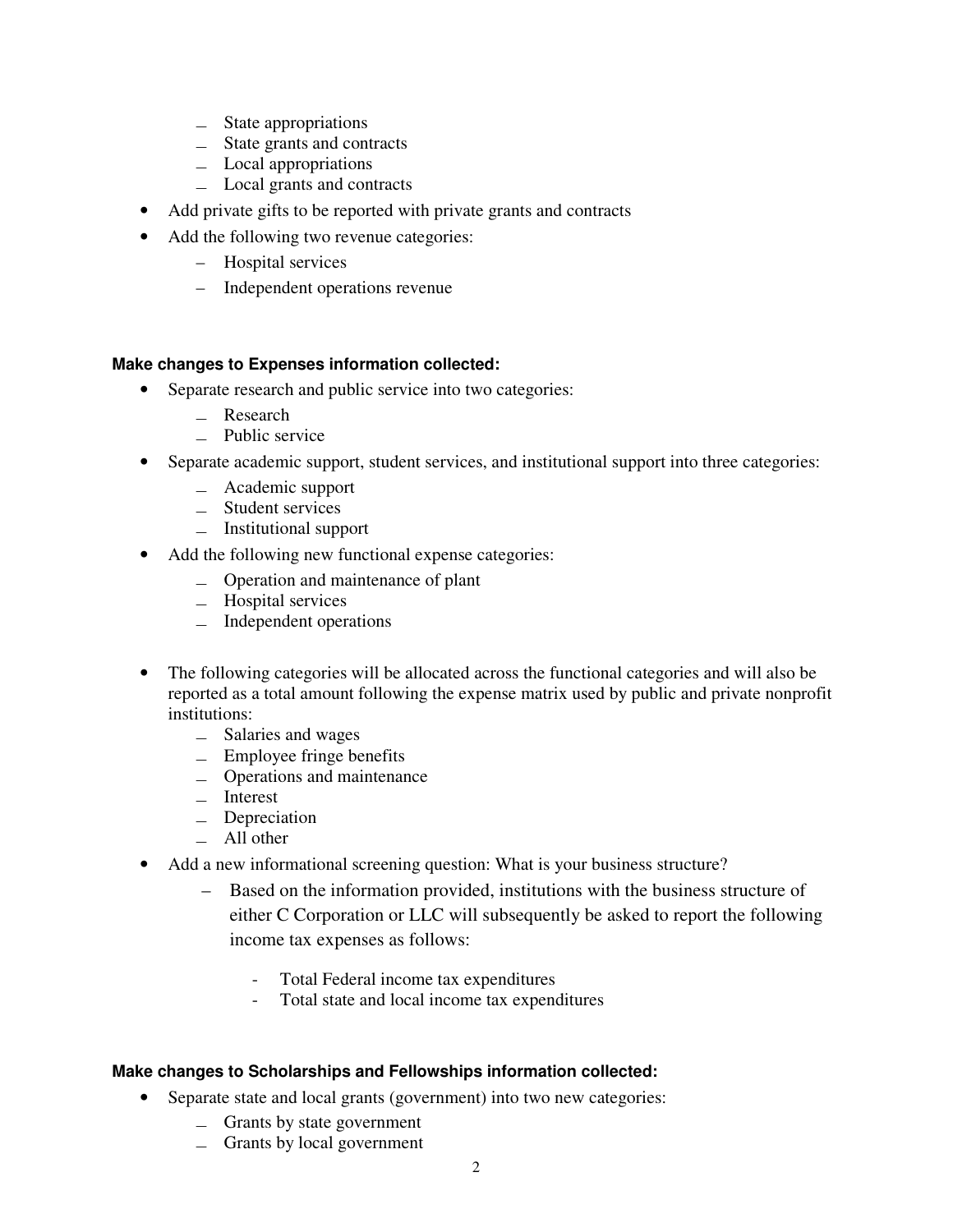- State appropriations
  - State grants and contracts
  - Local appropriations
  - Local grants and contracts
- Add private gifts to be reported with private grants and contracts
- Add the following two revenue categories:
  - Hospital services
  - Independent operations revenue

**Make changes to Expenses information collected:**

- Separate research and public service into two categories:
  - Research
  - Public service
- Separate academic support, student services, and institutional support into three categories:
  - Academic support
  - Student services
  - Institutional support
- Add the following new functional expense categories:
  - Operation and maintenance of plant
  - Hospital services
  - Independent operations
- The following categories will be allocated across the functional categories and will also be reported as a total amount following the expense matrix used by public and private nonprofit institutions:
  - Salaries and wages
  - Employee fringe benefits
  - Operations and maintenance
  - Interest
  - Depreciation
  - All other
- Add a new informational screening question: What is your business structure?
  - Based on the information provided, institutions with the business structure of either C Corporation or LLC will subsequently be asked to report the following income tax expenses as follows:
    - Total Federal income tax expenditures
    - Total state and local income tax expenditures

**Make changes to Scholarships and Fellowships information collected:**

- Separate state and local grants (government) into two new categories:
  - Grants by state government
  - Grants by local government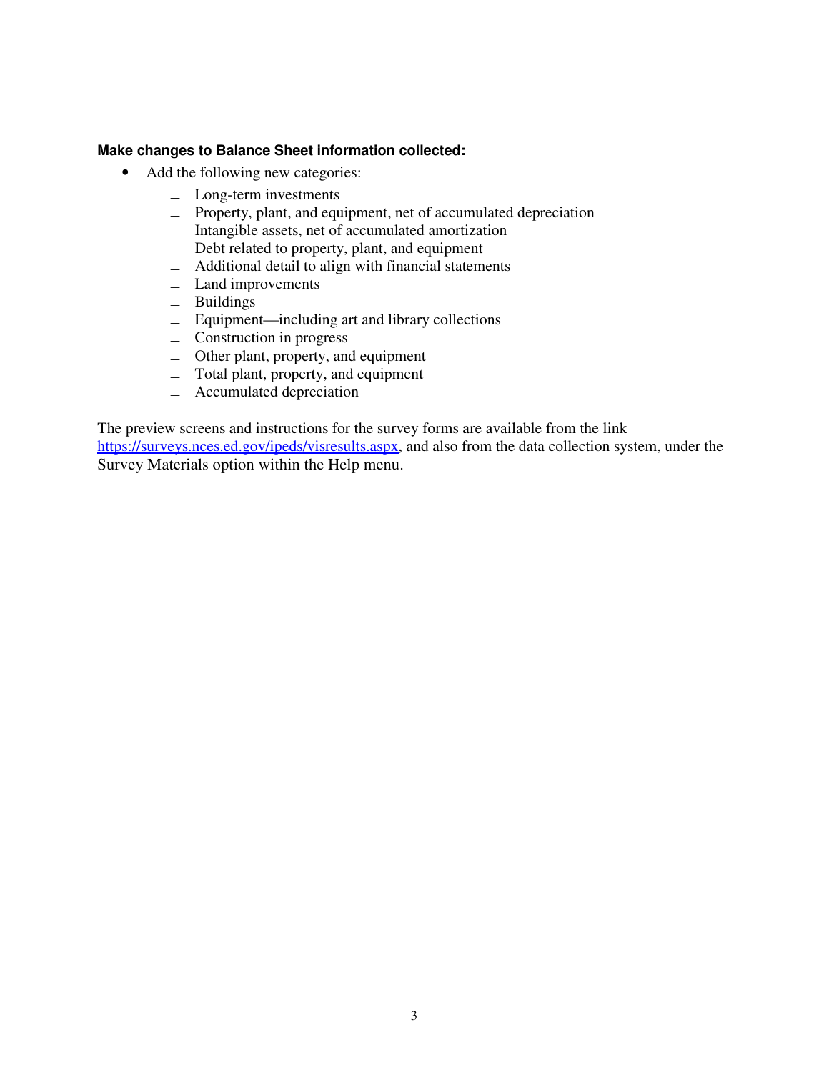**Make changes to Balance Sheet information collected:**

- Add the following new categories:
  - Long-term investments
  - Property, plant, and equipment, net of accumulated depreciation
  - Intangible assets, net of accumulated amortization
  - Debt related to property, plant, and equipment
  - Additional detail to align with financial statements
  - Land improvements
  - Buildings
  - Equipment—including art and library collections
  - Construction in progress
  - Other plant, property, and equipment
  - Total plant, property, and equipment
  - Accumulated depreciation

The preview screens and instructions for the survey forms are available from the link [https://surveys.nces.ed.gov/ipeds/visresults.aspx](https://surveys.nces.ed.gov/ipeds/visresults.aspx), and also from the data collection system, under the Survey Materials option within the Help menu.